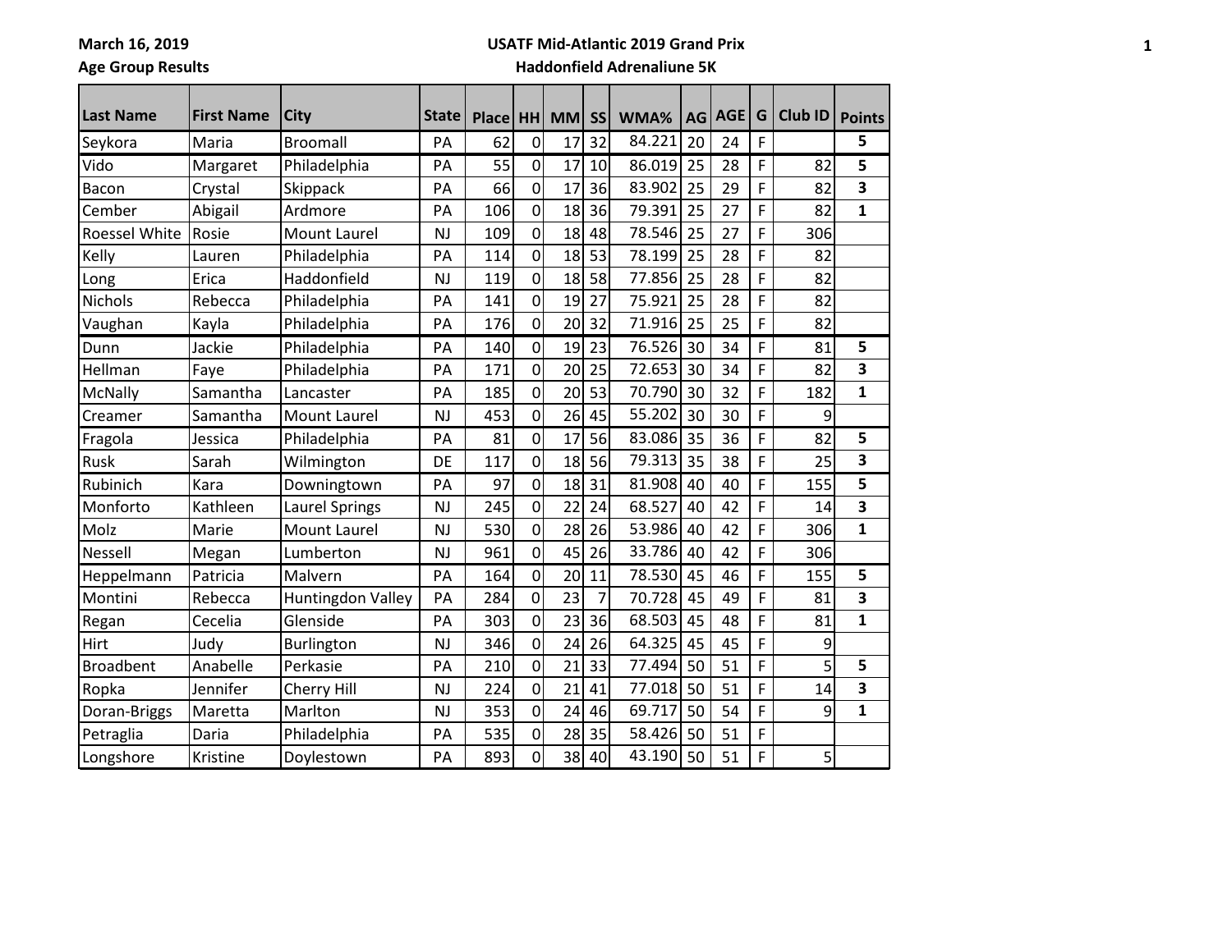March 16, 2019

Age Group Results

**USATF Mid-Atlantic 2019 Grand Prix**

**Haddonfield Adrenaliune 5K**

| Last Name | First Name | City | State | Place | HH | MM | SS | WMA% | AG | AGE | G | Club ID | Points |
|---|---|---|---|---|---|---|---|---|---|---|---|---|---|
| Seykora | Maria | Broomall | PA | 62 | 0 | 17 | 32 | 84.221 | 20 | 24 | F | | 5 |
| Vido | Margaret | Philadelphia | PA | 55 | 0 | 17 | 10 | 86.019 | 25 | 28 | F | 82 | 5 |
| Bacon | Crystal | Skippack | PA | 66 | 0 | 17 | 36 | 83.902 | 25 | 29 | F | 82 | 3 |
| Cember | Abigail | Ardmore | PA | 106 | 0 | 18 | 36 | 79.391 | 25 | 27 | F | 82 | 1 |
| Roessel White | Rosie | Mount Laurel | NJ | 109 | 0 | 18 | 48 | 78.546 | 25 | 27 | F | 306 | |
| Kelly | Lauren | Philadelphia | PA | 114 | 0 | 18 | 53 | 78.199 | 25 | 28 | F | 82 | |
| Long | Erica | Haddonfield | NJ | 119 | 0 | 18 | 58 | 77.856 | 25 | 28 | F | 82 | |
| Nichols | Rebecca | Philadelphia | PA | 141 | 0 | 19 | 27 | 75.921 | 25 | 28 | F | 82 | |
| Vaughan | Kayla | Philadelphia | PA | 176 | 0 | 20 | 32 | 71.916 | 25 | 25 | F | 82 | |
| Dunn | Jackie | Philadelphia | PA | 140 | 0 | 19 | 23 | 76.526 | 30 | 34 | F | 81 | 5 |
| Hellman | Faye | Philadelphia | PA | 171 | 0 | 20 | 25 | 72.653 | 30 | 34 | F | 82 | 3 |
| McNally | Samantha | Lancaster | PA | 185 | 0 | 20 | 53 | 70.790 | 30 | 32 | F | 182 | 1 |
| Creamer | Samantha | Mount Laurel | NJ | 453 | 0 | 26 | 45 | 55.202 | 30 | 30 | F | 9 | |
| Fragola | Jessica | Philadelphia | PA | 81 | 0 | 17 | 56 | 83.086 | 35 | 36 | F | 82 | 5 |
| Rusk | Sarah | Wilmington | DE | 117 | 0 | 18 | 56 | 79.313 | 35 | 38 | F | 25 | 3 |
| Rubinich | Kara | Downingtown | PA | 97 | 0 | 18 | 31 | 81.908 | 40 | 40 | F | 155 | 5 |
| Monforto | Kathleen | Laurel Springs | NJ | 245 | 0 | 22 | 24 | 68.527 | 40 | 42 | F | 14 | 3 |
| Molz | Marie | Mount Laurel | NJ | 530 | 0 | 28 | 26 | 53.986 | 40 | 42 | F | 306 | 1 |
| Nessell | Megan | Lumberton | NJ | 961 | 0 | 45 | 26 | 33.786 | 40 | 42 | F | 306 | |
| Heppelmann | Patricia | Malvern | PA | 164 | 0 | 20 | 11 | 78.530 | 45 | 46 | F | 155 | 5 |
| Montini | Rebecca | Huntingdon Valley | PA | 284 | 0 | 23 | 7 | 70.728 | 45 | 49 | F | 81 | 3 |
| Regan | Cecelia | Glenside | PA | 303 | 0 | 23 | 36 | 68.503 | 45 | 48 | F | 81 | 1 |
| Hirt | Judy | Burlington | NJ | 346 | 0 | 24 | 26 | 64.325 | 45 | 45 | F | 9 | |
| Broadbent | Anabelle | Perkasie | PA | 210 | 0 | 21 | 33 | 77.494 | 50 | 51 | F | 5 | 5 |
| Ropka | Jennifer | Cherry Hill | NJ | 224 | 0 | 21 | 41 | 77.018 | 50 | 51 | F | 14 | 3 |
| Doran-Briggs | Maretta | Marlton | NJ | 353 | 0 | 24 | 46 | 69.717 | 50 | 54 | F | 9 | 1 |
| Petraglia | Daria | Philadelphia | PA | 535 | 0 | 28 | 35 | 58.426 | 50 | 51 | F | | |
| Longshore | Kristine | Doylestown | PA | 893 | 0 | 38 | 40 | 43.190 | 50 | 51 | F | 5 | |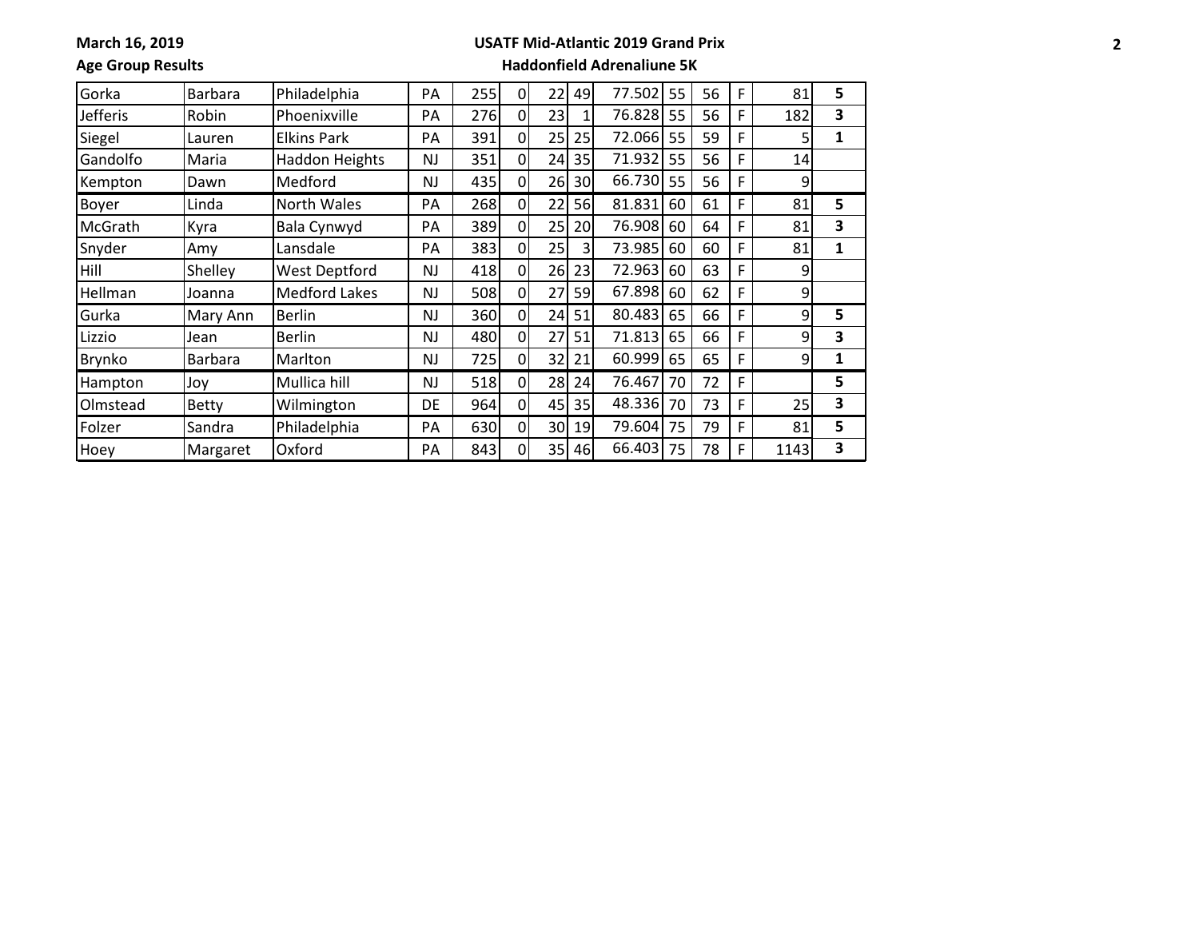**March 16, 2019**

**Age Group Results**

**USATF Mid-Atlantic 2019 Grand Prix**

**Haddonfield Adrenaliune 5K**

| | | | | | | | | | | | | | |
|---|---|---|---|---|---|---|---|---|---|---|---|---|---|
| Gorka | Barbara | Philadelphia | PA | 255 | 0 | 22 | 49 | 77.502 | 55 | 56 | F | 81 | **5** |
| Jefferis | Robin | Phoenixville | PA | 276 | 0 | 23 | 1 | 76.828 | 55 | 56 | F | 182 | **3** |
| Siegel | Lauren | Elkins Park | PA | 391 | 0 | 25 | 25 | 72.066 | 55 | 59 | F | 5 | **1** |
| Gandolfo | Maria | Haddon Heights | NJ | 351 | 0 | 24 | 35 | 71.932 | 55 | 56 | F | 14 | |
| Kempton | Dawn | Medford | NJ | 435 | 0 | 26 | 30 | 66.730 | 55 | 56 | F | 9 | |
| Boyer | Linda | North Wales | PA | 268 | 0 | 22 | 56 | 81.831 | 60 | 61 | F | 81 | **5** |
| McGrath | Kyra | Bala Cynwyd | PA | 389 | 0 | 25 | 20 | 76.908 | 60 | 64 | F | 81 | **3** |
| Snyder | Amy | Lansdale | PA | 383 | 0 | 25 | 3 | 73.985 | 60 | 60 | F | 81 | **1** |
| Hill | Shelley | West Deptford | NJ | 418 | 0 | 26 | 23 | 72.963 | 60 | 63 | F | 9 | |
| Hellman | Joanna | Medford Lakes | NJ | 508 | 0 | 27 | 59 | 67.898 | 60 | 62 | F | 9 | |
| Gurka | Mary Ann | Berlin | NJ | 360 | 0 | 24 | 51 | 80.483 | 65 | 66 | F | 9 | **5** |
| Lizzio | Jean | Berlin | NJ | 480 | 0 | 27 | 51 | 71.813 | 65 | 66 | F | 9 | **3** |
| Brynko | Barbara | Marlton | NJ | 725 | 0 | 32 | 21 | 60.999 | 65 | 65 | F | 9 | **1** |
| Hampton | Joy | Mullica hill | NJ | 518 | 0 | 28 | 24 | 76.467 | 70 | 72 | F | | **5** |
| Olmstead | Betty | Wilmington | DE | 964 | 0 | 45 | 35 | 48.336 | 70 | 73 | F | 25 | **3** |
| Folzer | Sandra | Philadelphia | PA | 630 | 0 | 30 | 19 | 79.604 | 75 | 79 | F | 81 | **5** |
| Hoey | Margaret | Oxford | PA | 843 | 0 | 35 | 46 | 66.403 | 75 | 78 | F | 1143 | **3** |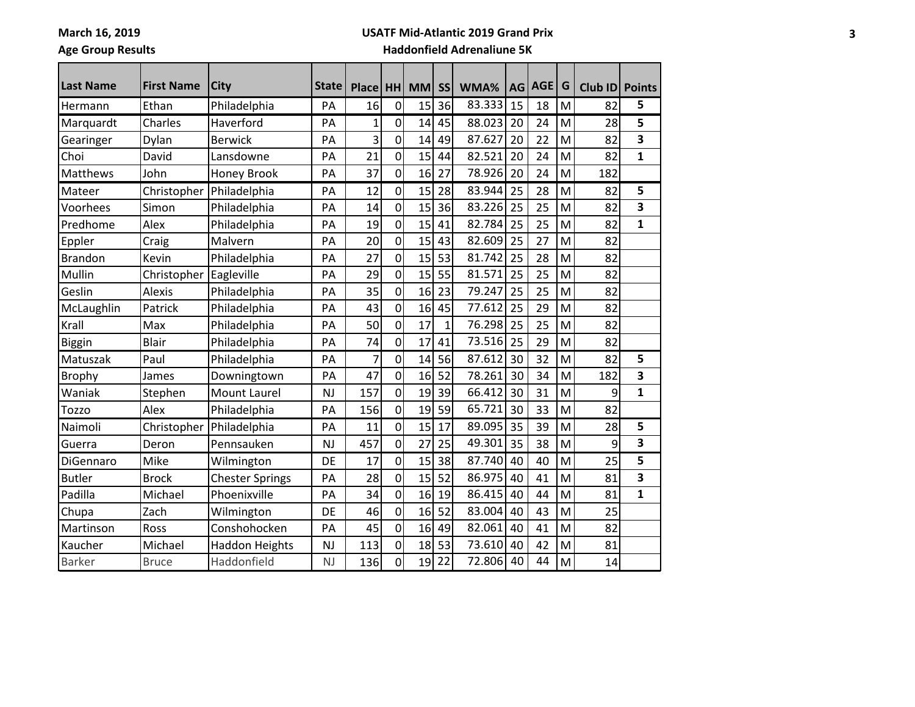March 16, 2019

Age Group Results

**USATF Mid-Atlantic 2019 Grand Prix**

**Haddonfield Adrenaliune 5K**

| Last Name | First Name | City | State | Place | HH | MM | SS | WMA% | AG | AGE | G | Club ID | Points |
|---|---|---|---|---|---|---|---|---|---|---|---|---|---|
| Hermann | Ethan | Philadelphia | PA | 16 | 0 | 15 | 36 | 83.333 | 15 | 18 | M | 82 | 5 |
| Marquardt | Charles | Haverford | PA | 1 | 0 | 14 | 45 | 88.023 | 20 | 24 | M | 28 | 5 |
| Gearinger | Dylan | Berwick | PA | 3 | 0 | 14 | 49 | 87.627 | 20 | 22 | M | 82 | 3 |
| Choi | David | Lansdowne | PA | 21 | 0 | 15 | 44 | 82.521 | 20 | 24 | M | 82 | 1 |
| Matthews | John | Honey Brook | PA | 37 | 0 | 16 | 27 | 78.926 | 20 | 24 | M | 182 | |
| Mateer | Christopher | Philadelphia | PA | 12 | 0 | 15 | 28 | 83.944 | 25 | 28 | M | 82 | 5 |
| Voorhees | Simon | Philadelphia | PA | 14 | 0 | 15 | 36 | 83.226 | 25 | 25 | M | 82 | 3 |
| Predhome | Alex | Philadelphia | PA | 19 | 0 | 15 | 41 | 82.784 | 25 | 25 | M | 82 | 1 |
| Eppler | Craig | Malvern | PA | 20 | 0 | 15 | 43 | 82.609 | 25 | 27 | M | 82 | |
| Brandon | Kevin | Philadelphia | PA | 27 | 0 | 15 | 53 | 81.742 | 25 | 28 | M | 82 | |
| Mullin | Christopher | Eagleville | PA | 29 | 0 | 15 | 55 | 81.571 | 25 | 25 | M | 82 | |
| Geslin | Alexis | Philadelphia | PA | 35 | 0 | 16 | 23 | 79.247 | 25 | 25 | M | 82 | |
| McLaughlin | Patrick | Philadelphia | PA | 43 | 0 | 16 | 45 | 77.612 | 25 | 29 | M | 82 | |
| Krall | Max | Philadelphia | PA | 50 | 0 | 17 | 1 | 76.298 | 25 | 25 | M | 82 | |
| Biggin | Blair | Philadelphia | PA | 74 | 0 | 17 | 41 | 73.516 | 25 | 29 | M | 82 | |
| Matuszak | Paul | Philadelphia | PA | 7 | 0 | 14 | 56 | 87.612 | 30 | 32 | M | 82 | 5 |
| Brophy | James | Downingtown | PA | 47 | 0 | 16 | 52 | 78.261 | 30 | 34 | M | 182 | 3 |
| Waniak | Stephen | Mount Laurel | NJ | 157 | 0 | 19 | 39 | 66.412 | 30 | 31 | M | 9 | 1 |
| Tozzo | Alex | Philadelphia | PA | 156 | 0 | 19 | 59 | 65.721 | 30 | 33 | M | 82 | |
| Naimoli | Christopher | Philadelphia | PA | 11 | 0 | 15 | 17 | 89.095 | 35 | 39 | M | 28 | 5 |
| Guerra | Deron | Pennsauken | NJ | 457 | 0 | 27 | 25 | 49.301 | 35 | 38 | M | 9 | 3 |
| DiGennaro | Mike | Wilmington | DE | 17 | 0 | 15 | 38 | 87.740 | 40 | 40 | M | 25 | 5 |
| Butler | Brock | Chester Springs | PA | 28 | 0 | 15 | 52 | 86.975 | 40 | 41 | M | 81 | 3 |
| Padilla | Michael | Phoenixville | PA | 34 | 0 | 16 | 19 | 86.415 | 40 | 44 | M | 81 | 1 |
| Chupa | Zach | Wilmington | DE | 46 | 0 | 16 | 52 | 83.004 | 40 | 43 | M | 25 | |
| Martinson | Ross | Conshohocken | PA | 45 | 0 | 16 | 49 | 82.061 | 40 | 41 | M | 82 | |
| Kaucher | Michael | Haddon Heights | NJ | 113 | 0 | 18 | 53 | 73.610 | 40 | 42 | M | 81 | |
| Barker | Bruce | Haddonfield | NJ | 136 | 0 | 19 | 22 | 72.806 | 40 | 44 | M | 14 | |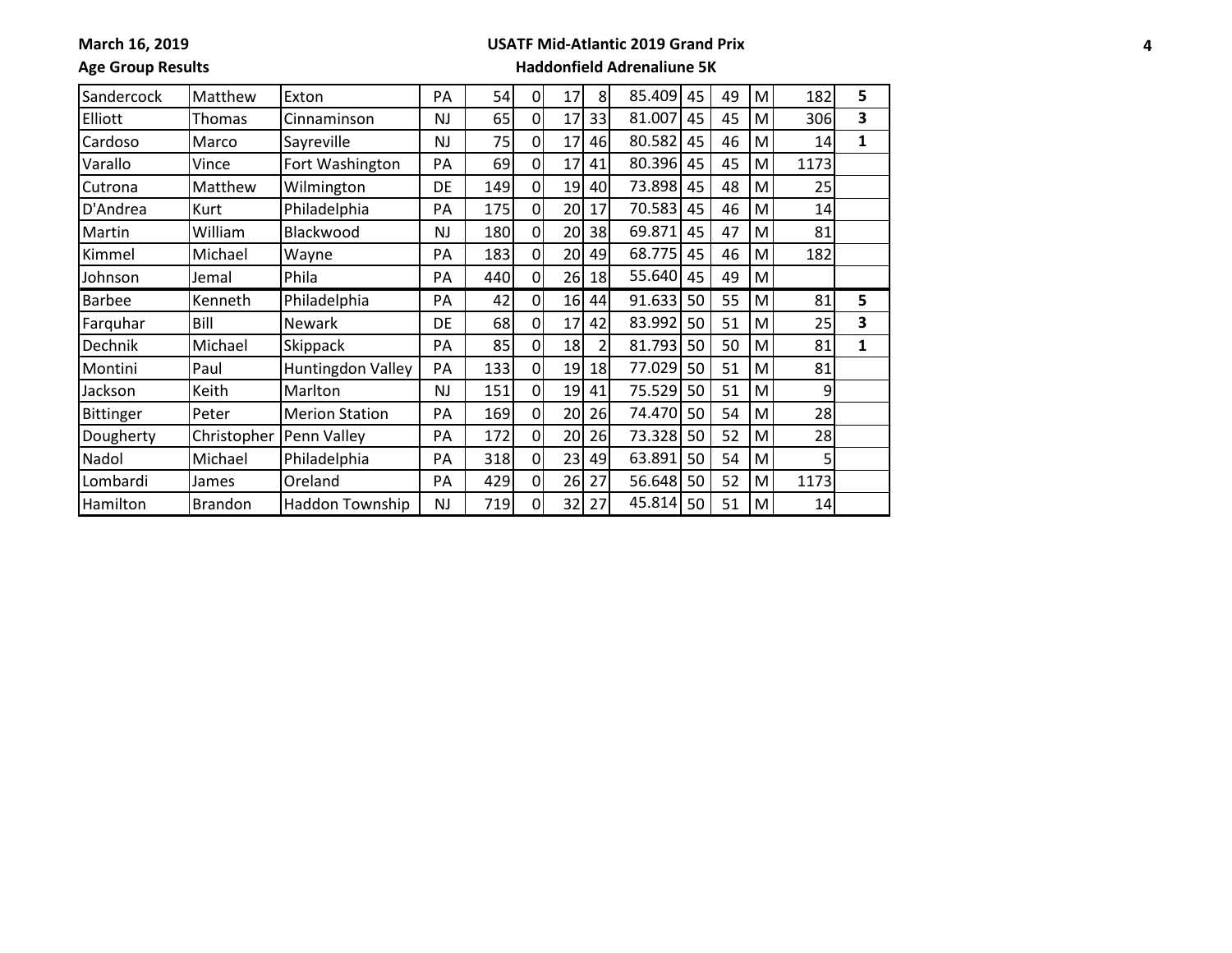**March 16, 2019** | **USATF Mid-Atlantic 2019 Grand Prix**

**Age Group Results** | **Haddonfield Adrenaliune 5K**

| | | | | | | | | | | | | | |
|---|---|---|---|---|---|---|---|---|---|---|---|---|---|
| Sandercock | Matthew | Exton | PA | 54 | 0 | 17 | 8 | 85.409 | 45 | 49 | M | 182 | **5** |
| Elliott | Thomas | Cinnaminson | NJ | 65 | 0 | 17 | 33 | 81.007 | 45 | 45 | M | 306 | **3** |
| Cardoso | Marco | Sayreville | NJ | 75 | 0 | 17 | 46 | 80.582 | 45 | 46 | M | 14 | **1** |
| Varallo | Vince | Fort Washington | PA | 69 | 0 | 17 | 41 | 80.396 | 45 | 45 | M | 1173 | |
| Cutrona | Matthew | Wilmington | DE | 149 | 0 | 19 | 40 | 73.898 | 45 | 48 | M | 25 | |
| D'Andrea | Kurt | Philadelphia | PA | 175 | 0 | 20 | 17 | 70.583 | 45 | 46 | M | 14 | |
| Martin | William | Blackwood | NJ | 180 | 0 | 20 | 38 | 69.871 | 45 | 47 | M | 81 | |
| Kimmel | Michael | Wayne | PA | 183 | 0 | 20 | 49 | 68.775 | 45 | 46 | M | 182 | |
| Johnson | Jemal | Phila | PA | 440 | 0 | 26 | 18 | 55.640 | 45 | 49 | M | | |
| Barbee | Kenneth | Philadelphia | PA | 42 | 0 | 16 | 44 | 91.633 | 50 | 55 | M | 81 | **5** |
| Farquhar | Bill | Newark | DE | 68 | 0 | 17 | 42 | 83.992 | 50 | 51 | M | 25 | **3** |
| Dechnik | Michael | Skippack | PA | 85 | 0 | 18 | 2 | 81.793 | 50 | 50 | M | 81 | **1** |
| Montini | Paul | Huntingdon Valley | PA | 133 | 0 | 19 | 18 | 77.029 | 50 | 51 | M | 81 | |
| Jackson | Keith | Marlton | NJ | 151 | 0 | 19 | 41 | 75.529 | 50 | 51 | M | 9 | |
| Bittinger | Peter | Merion Station | PA | 169 | 0 | 20 | 26 | 74.470 | 50 | 54 | M | 28 | |
| Dougherty | Christopher | Penn Valley | PA | 172 | 0 | 20 | 26 | 73.328 | 50 | 52 | M | 28 | |
| Nadol | Michael | Philadelphia | PA | 318 | 0 | 23 | 49 | 63.891 | 50 | 54 | M | 5 | |
| Lombardi | James | Oreland | PA | 429 | 0 | 26 | 27 | 56.648 | 50 | 52 | M | 1173 | |
| Hamilton | Brandon | Haddon Township | NJ | 719 | 0 | 32 | 27 | 45.814 | 50 | 51 | M | 14 | |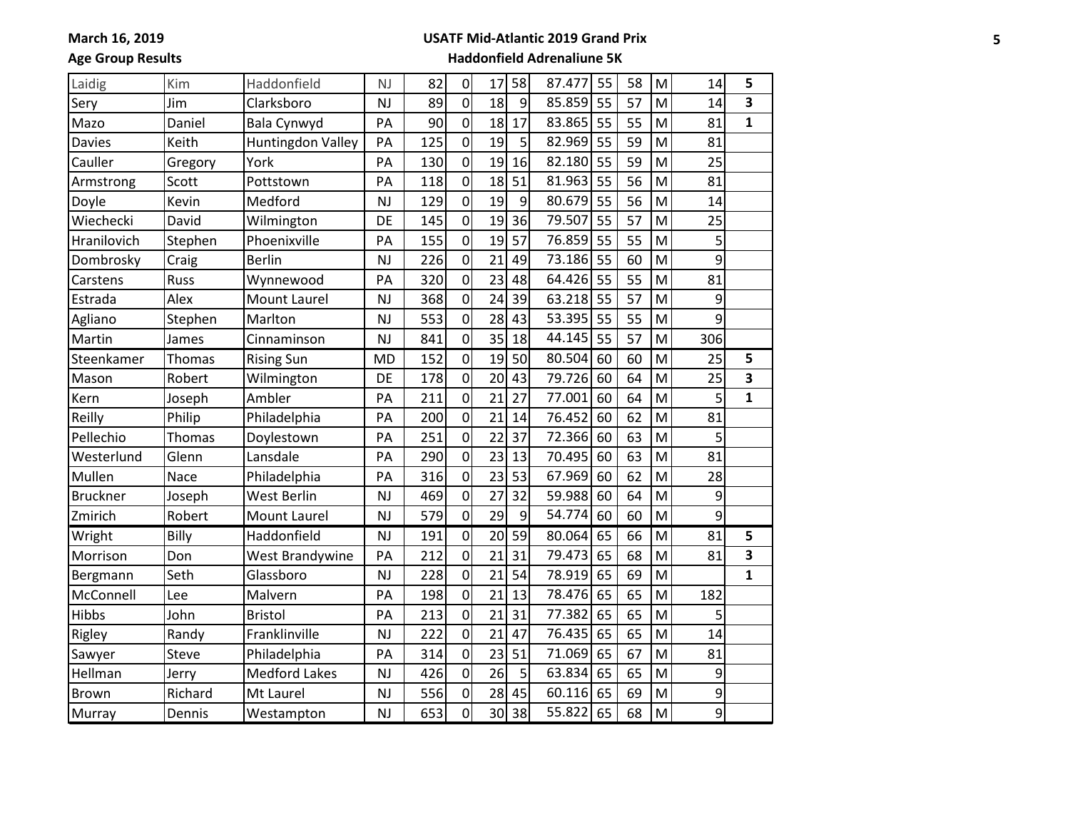March 16, 2019

Age Group Results

## USATF Mid-Atlantic 2019 Grand Prix

### Haddonfield Adrenaliune 5K

| | | | | | | | | | | | | | | |
|---|---|---|---|---|---|---|---|---|---|---|---|---|---|---|
| Laidig | Kim | Haddonfield | NJ | 82 | 0 | 17 | 58 | 87.477 | 55 | 58 | M | 14 | **5** |
| Sery | Jim | Clarksboro | NJ | 89 | 0 | 18 | 9 | 85.859 | 55 | 57 | M | 14 | **3** |
| Mazo | Daniel | Bala Cynwyd | PA | 90 | 0 | 18 | 17 | 83.865 | 55 | 55 | M | 81 | **1** |
| Davies | Keith | Huntingdon Valley | PA | 125 | 0 | 19 | 5 | 82.969 | 55 | 59 | M | 81 | |
| Cauller | Gregory | York | PA | 130 | 0 | 19 | 16 | 82.180 | 55 | 59 | M | 25 | |
| Armstrong | Scott | Pottstown | PA | 118 | 0 | 18 | 51 | 81.963 | 55 | 56 | M | 81 | |
| Doyle | Kevin | Medford | NJ | 129 | 0 | 19 | 9 | 80.679 | 55 | 56 | M | 14 | |
| Wiechecki | David | Wilmington | DE | 145 | 0 | 19 | 36 | 79.507 | 55 | 57 | M | 25 | |
| Hranilovich | Stephen | Phoenixville | PA | 155 | 0 | 19 | 57 | 76.859 | 55 | 55 | M | 5 | |
| Dombrosky | Craig | Berlin | NJ | 226 | 0 | 21 | 49 | 73.186 | 55 | 60 | M | 9 | |
| Carstens | Russ | Wynnewood | PA | 320 | 0 | 23 | 48 | 64.426 | 55 | 55 | M | 81 | |
| Estrada | Alex | Mount Laurel | NJ | 368 | 0 | 24 | 39 | 63.218 | 55 | 57 | M | 9 | |
| Agliano | Stephen | Marlton | NJ | 553 | 0 | 28 | 43 | 53.395 | 55 | 55 | M | 9 | |
| Martin | James | Cinnaminson | NJ | 841 | 0 | 35 | 18 | 44.145 | 55 | 57 | M | 306 | |
| Steenkamer | Thomas | Rising Sun | MD | 152 | 0 | 19 | 50 | 80.504 | 60 | 60 | M | 25 | **5** |
| Mason | Robert | Wilmington | DE | 178 | 0 | 20 | 43 | 79.726 | 60 | 64 | M | 25 | **3** |
| Kern | Joseph | Ambler | PA | 211 | 0 | 21 | 27 | 77.001 | 60 | 64 | M | 5 | **1** |
| Reilly | Philip | Philadelphia | PA | 200 | 0 | 21 | 14 | 76.452 | 60 | 62 | M | 81 | |
| Pellechio | Thomas | Doylestown | PA | 251 | 0 | 22 | 37 | 72.366 | 60 | 63 | M | 5 | |
| Westerlund | Glenn | Lansdale | PA | 290 | 0 | 23 | 13 | 70.495 | 60 | 63 | M | 81 | |
| Mullen | Nace | Philadelphia | PA | 316 | 0 | 23 | 53 | 67.969 | 60 | 62 | M | 28 | |
| Bruckner | Joseph | West Berlin | NJ | 469 | 0 | 27 | 32 | 59.988 | 60 | 64 | M | 9 | |
| Zmirich | Robert | Mount Laurel | NJ | 579 | 0 | 29 | 9 | 54.774 | 60 | 60 | M | 9 | |
| Wright | Billy | Haddonfield | NJ | 191 | 0 | 20 | 59 | 80.064 | 65 | 66 | M | 81 | **5** |
| Morrison | Don | West Brandywine | PA | 212 | 0 | 21 | 31 | 79.473 | 65 | 68 | M | 81 | **3** |
| Bergmann | Seth | Glassboro | NJ | 228 | 0 | 21 | 54 | 78.919 | 65 | 69 | M | | **1** |
| McConnell | Lee | Malvern | PA | 198 | 0 | 21 | 13 | 78.476 | 65 | 65 | M | 182 | |
| Hibbs | John | Bristol | PA | 213 | 0 | 21 | 31 | 77.382 | 65 | 65 | M | 5 | |
| Rigley | Randy | Franklinville | NJ | 222 | 0 | 21 | 47 | 76.435 | 65 | 65 | M | 14 | |
| Sawyer | Steve | Philadelphia | PA | 314 | 0 | 23 | 51 | 71.069 | 65 | 67 | M | 81 | |
| Hellman | Jerry | Medford Lakes | NJ | 426 | 0 | 26 | 5 | 63.834 | 65 | 65 | M | 9 | |
| Brown | Richard | Mt Laurel | NJ | 556 | 0 | 28 | 45 | 60.116 | 65 | 69 | M | 9 | |
| Murray | Dennis | Westampton | NJ | 653 | 0 | 30 | 38 | 55.822 | 65 | 68 | M | 9 | |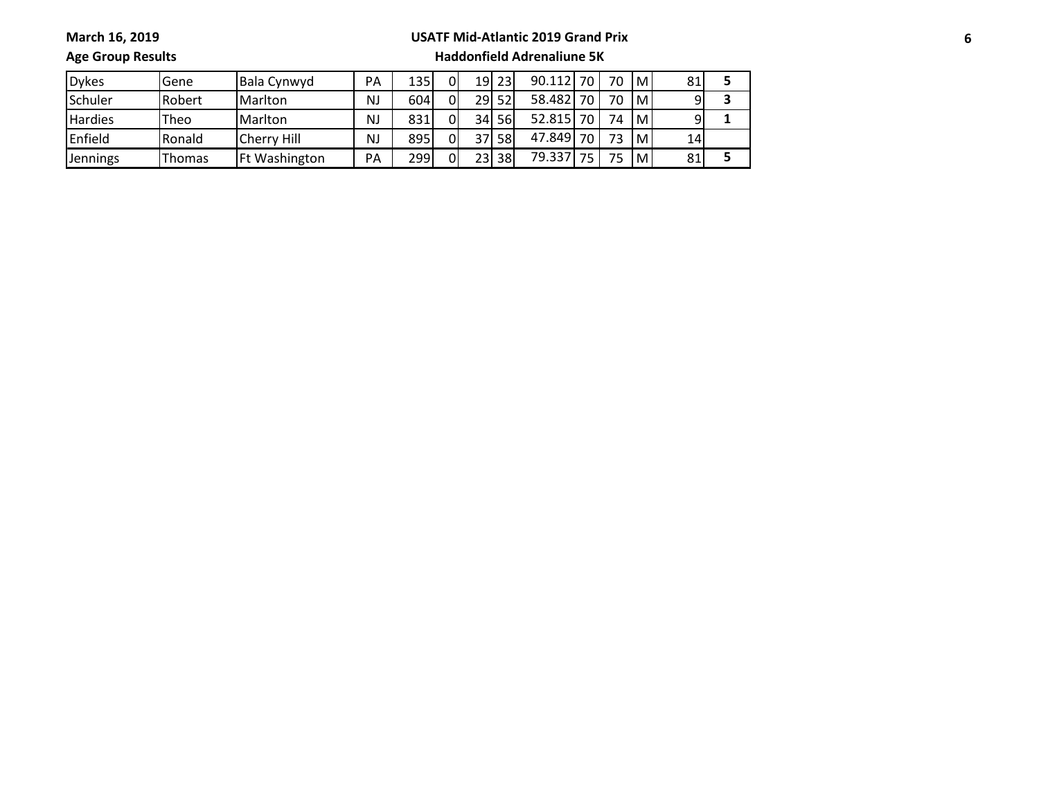March 16, 2019

Age Group Results

**USATF Mid-Atlantic 2019 Grand Prix**

**Haddonfield Adrenaliune 5K**

| | | | | | | | | | | | | | | |
|---|---|---|---|---|---|---|---|---|---|---|---|---|---|---|
| Dykes | Gene | Bala Cynwyd | PA | 135 | 0 | 19 | 23 | 90.112 | 70 | 70 | M | 81 | **5** |
| Schuler | Robert | Marlton | NJ | 604 | 0 | 29 | 52 | 58.482 | 70 | 70 | M | 9 | **3** |
| Hardies | Theo | Marlton | NJ | 831 | 0 | 34 | 56 | 52.815 | 70 | 74 | M | 9 | **1** |
| Enfield | Ronald | Cherry Hill | NJ | 895 | 0 | 37 | 58 | 47.849 | 70 | 73 | M | 14 | |
| Jennings | Thomas | Ft Washington | PA | 299 | 0 | 23 | 38 | 79.337 | 75 | 75 | M | 81 | **5** |